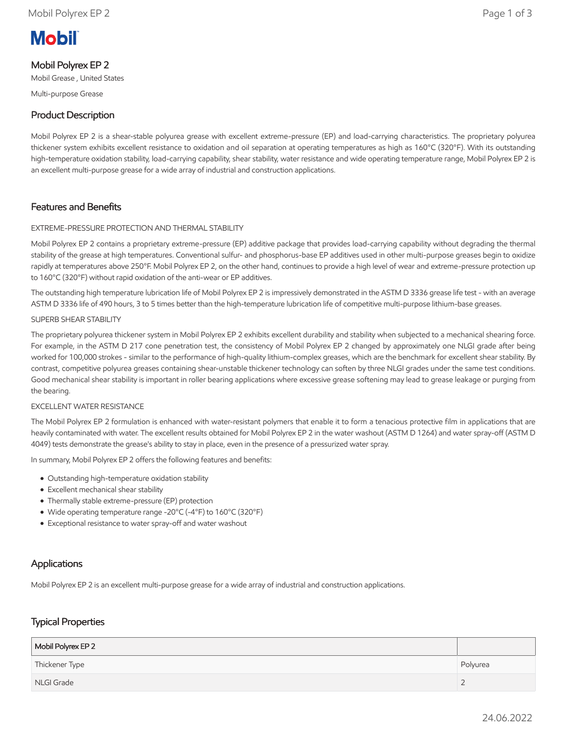# Mobil Polyrex EP 2

Mobil Grease , United States

Multi-purpose Grease

## Product Description

Mobil Polyrex EP 2 is a shear-stable polyurea grease with excellent extreme-pressure (EP) and load-carrying characteristics. The proprietary polyurea thickener system exhibits excellent resistance to oxidation and oil separation at operating temperatures as high as 160°C (320°F). With its outstanding high-temperature oxidation stability, load-carrying capability, shear stability, water resistance and wide operating temperature range, Mobil Polyrex EP 2 is an excellent multi-purpose grease for a wide array of industrial and construction applications.

## Features and Benefits

EXTREME-PRESSURE PROTECTION AND THERMAL STABILITY

Mobil Polyrex EP 2 contains a proprietary extreme-pressure (EP) additive package that provides load-carrying capability without degrading the thermal stability of the grease at high temperatures. Conventional sulfur- and phosphorus-base EP additives used in other multi-purpose greases begin to oxidize rapidly at temperatures above 250°F. Mobil Polyrex EP 2, on the other hand, continues to provide a high level of wear and extreme-pressure protection up to 160°C (320°F) without rapid oxidation of the anti-wear or EP additives.

The outstanding high temperature lubrication life of Mobil Polyrex EP 2 is impressively demonstrated in the ASTM D 3336 grease life test - with an average ASTM D 3336 life of 490 hours, 3 to 5 times better than the high-temperature lubrication life of competitive multi-purpose lithium-base greases.

SUPERB SHEAR STABILITY

The proprietary polyurea thickener system in Mobil Polyrex EP 2 exhibits excellent durability and stability when subjected to a mechanical shearing force. For example, in the ASTM D 217 cone penetration test, the consistency of Mobil Polyrex EP 2 changed by approximately one NLGI grade after being worked for 100,000 strokes - similar to the performance of high-quality lithium-complex greases, which are the benchmark for excellent shear stability. By contrast, competitive polyurea greases containing shear-unstable thickener technology can soften by three NLGI grades under the same test conditions. Good mechanical shear stability is important in roller bearing applications where excessive grease softening may lead to grease leakage or purging from the bearing.

EXCELLENT WATER RESISTANCE

The Mobil Polyrex EP 2 formulation is enhanced with water-resistant polymers that enable it to form a tenacious protective film in applications that are heavily contaminated with water. The excellent results obtained for Mobil Polyrex EP 2 in the water washout (ASTM D 1264) and water spray-off (ASTM D 4049) tests demonstrate the grease's ability to stay in place, even in the presence of a pressurized water spray.

In summary, Mobil Polyrex EP 2 offers the following features and benefits:

- Outstanding high-temperature oxidation stability
- Excellent mechanical shear stability
- Thermally stable extreme-pressure (EP) protection
- Wide operating temperature range -20°C (-4°F) to 160°C (320°F)
- Exceptional resistance to water spray-off and water washout

## Applications

Mobil Polyrex EP 2 is an excellent multi-purpose grease for a wide array of industrial and construction applications.

## Typical Properties

| Mobil Polyrex EP 2 | |
|---|---|
| Thickener Type | Polyurea |
| NLGI Grade | 2 |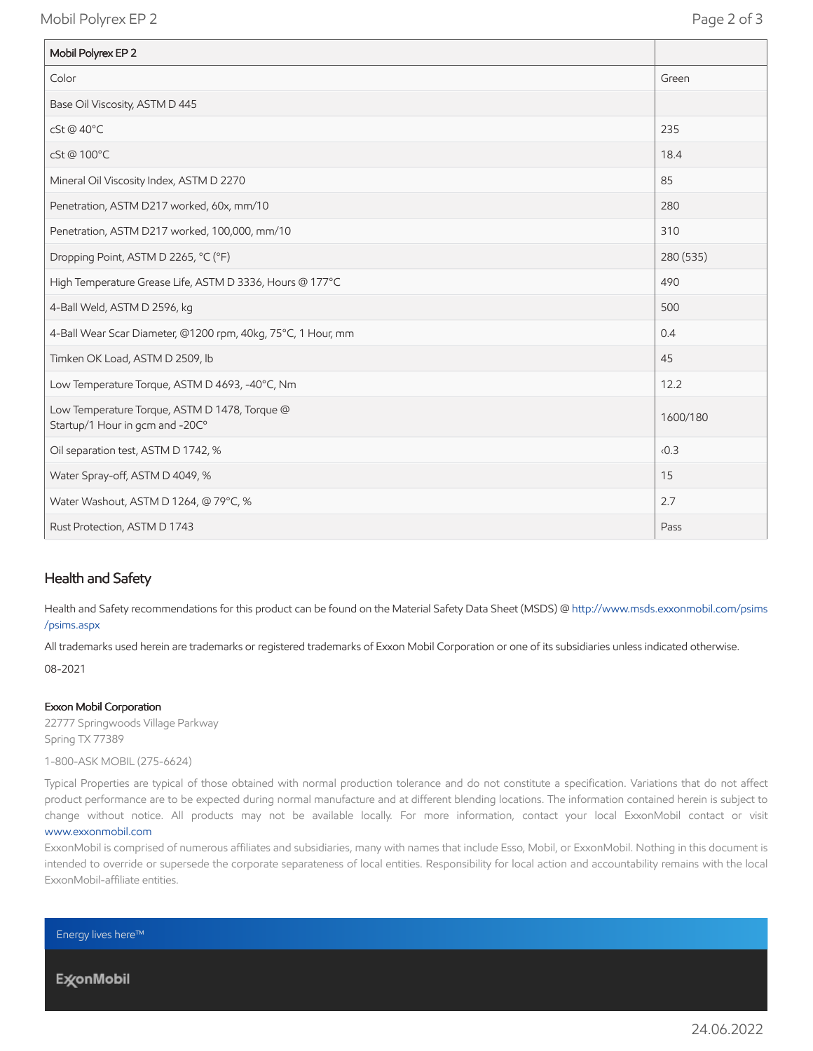| Mobil Polyrex EP 2 | |
|---|---|
| Color | Green |
| Base Oil Viscosity, ASTM D 445 | |
| cSt @ 40°C | 235 |
| cSt @ 100°C | 18.4 |
| Mineral Oil Viscosity Index, ASTM D 2270 | 85 |
| Penetration, ASTM D217 worked, 60x, mm/10 | 280 |
| Penetration, ASTM D217 worked, 100,000, mm/10 | 310 |
| Dropping Point, ASTM D 2265, °C (°F) | 280 (535) |
| High Temperature Grease Life, ASTM D 3336, Hours @ 177°C | 490 |
| 4-Ball Weld, ASTM D 2596, kg | 500 |
| 4-Ball Wear Scar Diameter, @1200 rpm, 40kg, 75°C, 1 Hour, mm | 0.4 |
| Timken OK Load, ASTM D 2509, lb | 45 |
| Low Temperature Torque, ASTM D 4693, -40°C, Nm | 12.2 |
| Low Temperature Torque, ASTM D 1478, Torque @ Startup/1 Hour in gcm and -20C° | 1600/180 |
| Oil separation test, ASTM D 1742, % | ‹0.3 |
| Water Spray-off, ASTM D 4049, % | 15 |
| Water Washout, ASTM D 1264, @ 79°C, % | 2.7 |
| Rust Protection, ASTM D 1743 | Pass |

## Health and Safety

Health and Safety recommendations for this product can be found on the Material Safety Data Sheet (MSDS) @ http://www.msds.exxonmobil.com/psims/psims.aspx

All trademarks used herein are trademarks or registered trademarks of Exxon Mobil Corporation or one of its subsidiaries unless indicated otherwise.

08-2021

**Exxon Mobil Corporation**
22777 Springwoods Village Parkway
Spring TX 77389

1-800-ASK MOBIL (275-6624)

Typical Properties are typical of those obtained with normal production tolerance and do not constitute a specification. Variations that do not affect product performance are to be expected during normal manufacture and at different blending locations. The information contained herein is subject to change without notice. All products may not be available locally. For more information, contact your local ExxonMobil contact or visit www.exxonmobil.com

ExxonMobil is comprised of numerous affiliates and subsidiaries, many with names that include Esso, Mobil, or ExxonMobil. Nothing in this document is intended to override or supersede the corporate separateness of local entities. Responsibility for local action and accountability remains with the local ExxonMobil-affiliate entities.

Energy lives here™

ExxonMobil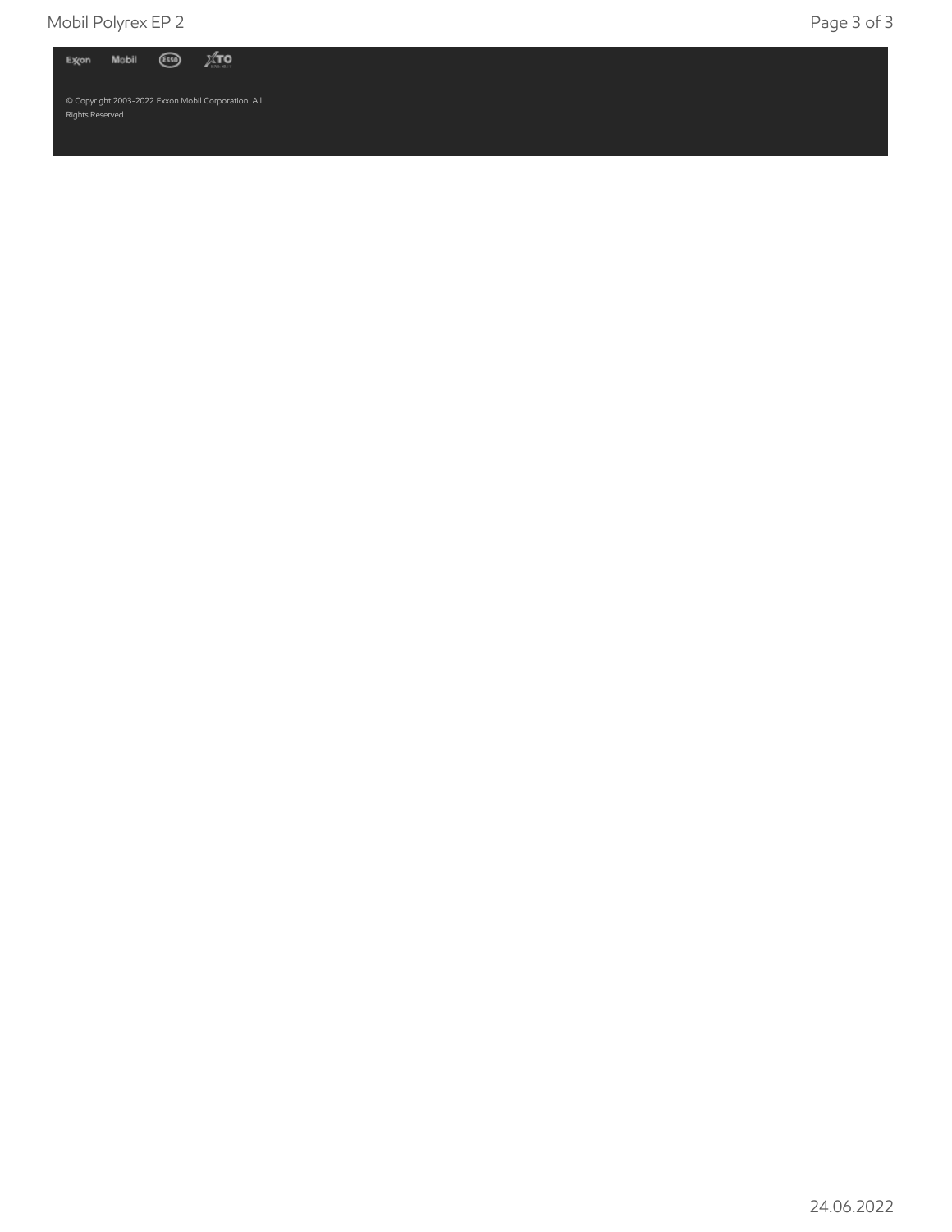Exxon Mobil Esso XTO

© Copyright 2003-2022 Exxon Mobil Corporation. All Rights Reserved